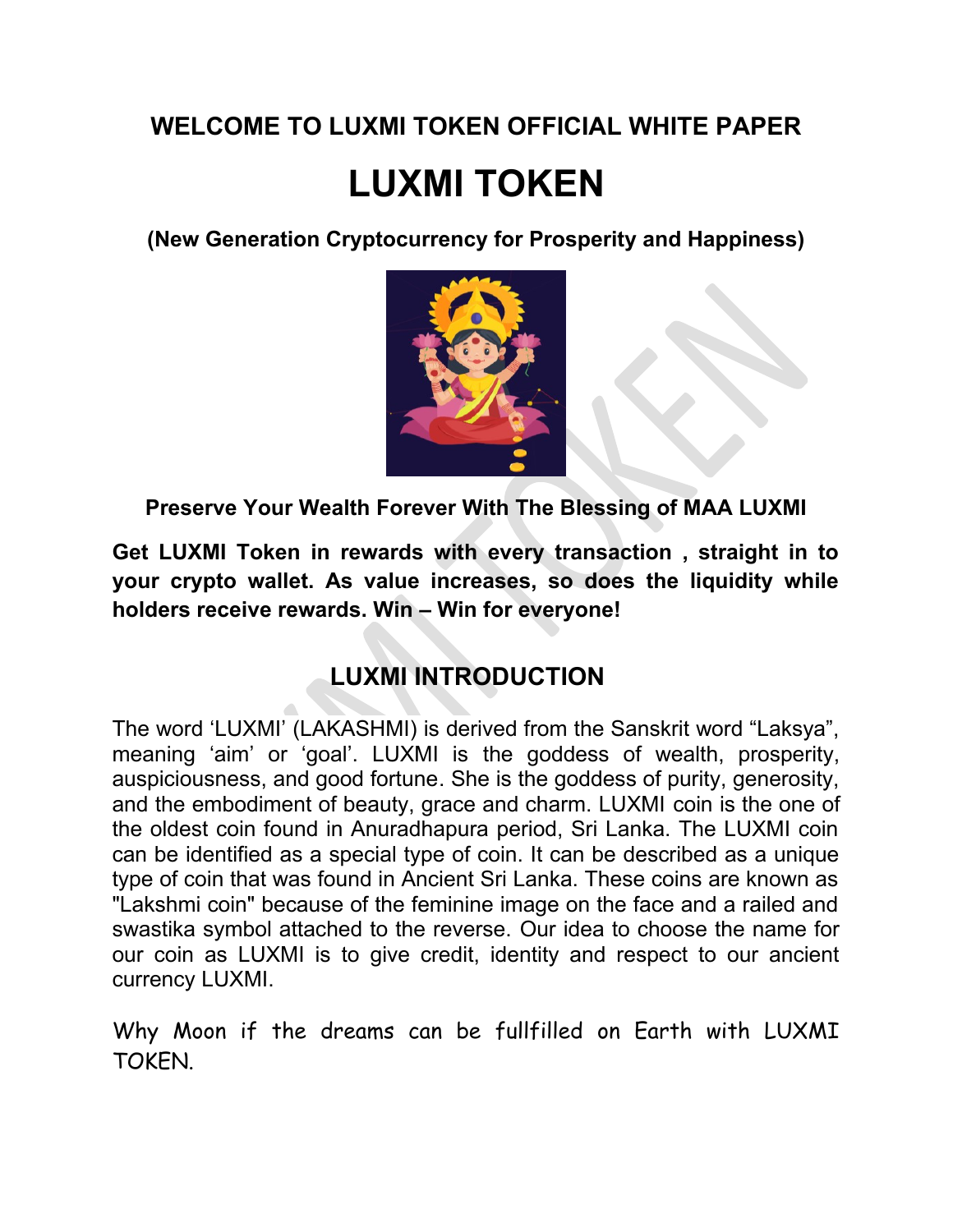# WELCOME TO LUXMI TOKEN OFFICIAL WHITE PAPER

# LUXMI TOKEN

**(New Generation Cryptocurrency for Prosperity and Happiness)**

**Preserve Your Wealth Forever With The Blessing of MAA LUXMI**

**Get LUXMI Token in rewards with every transaction , straight in to your crypto wallet. As value increases, so does the liquidity while holders receive rewards. Win – Win for everyone!**

## LUXMI INTRODUCTION

The word 'LUXMI' (LAKASHMI) is derived from the Sanskrit word "Laksya", meaning 'aim' or 'goal'. LUXMI is the goddess of wealth, prosperity, auspiciousness, and good fortune. She is the goddess of purity, generosity, and the embodiment of beauty, grace and charm. LUXMI coin is the one of the oldest coin found in Anuradhapura period, Sri Lanka. The LUXMI coin can be identified as a special type of coin. It can be described as a unique type of coin that was found in Ancient Sri Lanka. These coins are known as "Lakshmi coin" because of the feminine image on the face and a railed and swastika symbol attached to the reverse. Our idea to choose the name for our coin as LUXMI is to give credit, identity and respect to our ancient currency LUXMI.

Why Moon if the dreams can be fullfilled on Earth with LUXMI TOKEN.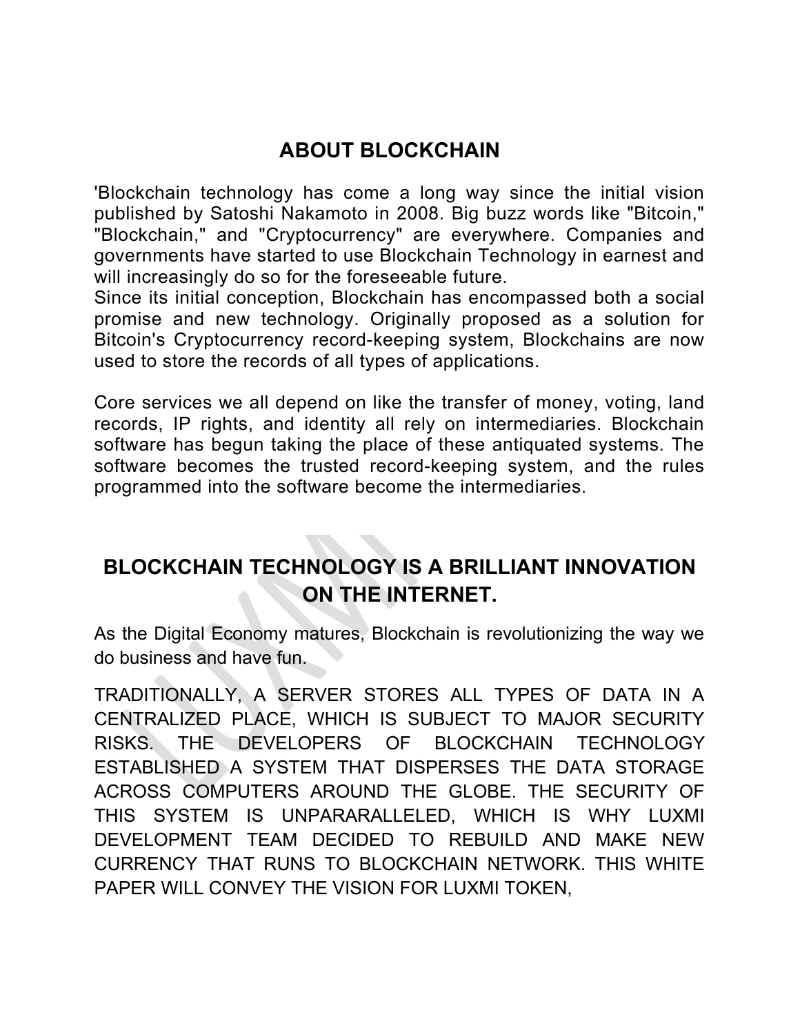## ABOUT BLOCKCHAIN

'Blockchain technology has come a long way since the initial vision published by Satoshi Nakamoto in 2008. Big buzz words like "Bitcoin," "Blockchain," and "Cryptocurrency" are everywhere. Companies and governments have started to use Blockchain Technology in earnest and will increasingly do so for the foreseeable future.
Since its initial conception, Blockchain has encompassed both a social promise and new technology. Originally proposed as a solution for Bitcoin's Cryptocurrency record-keeping system, Blockchains are now used to store the records of all types of applications.

Core services we all depend on like the transfer of money, voting, land records, IP rights, and identity all rely on intermediaries. Blockchain software has begun taking the place of these antiquated systems. The software becomes the trusted record-keeping system, and the rules programmed into the software become the intermediaries.

## BLOCKCHAIN TECHNOLOGY IS A BRILLIANT INNOVATION ON THE INTERNET.

As the Digital Economy matures, Blockchain is revolutionizing the way we do business and have fun.

TRADITIONALLY, A SERVER STORES ALL TYPES OF DATA IN A CENTRALIZED PLACE, WHICH IS SUBJECT TO MAJOR SECURITY RISKS. THE DEVELOPERS OF BLOCKCHAIN TECHNOLOGY ESTABLISHED A SYSTEM THAT DISPERSES THE DATA STORAGE ACROSS COMPUTERS AROUND THE GLOBE. THE SECURITY OF THIS SYSTEM IS UNPARARALLELED, WHICH IS WHY LUXMI DEVELOPMENT TEAM DECIDED TO REBUILD AND MAKE NEW CURRENCY THAT RUNS TO BLOCKCHAIN NETWORK. THIS WHITE PAPER WILL CONVEY THE VISION FOR LUXMI TOKEN,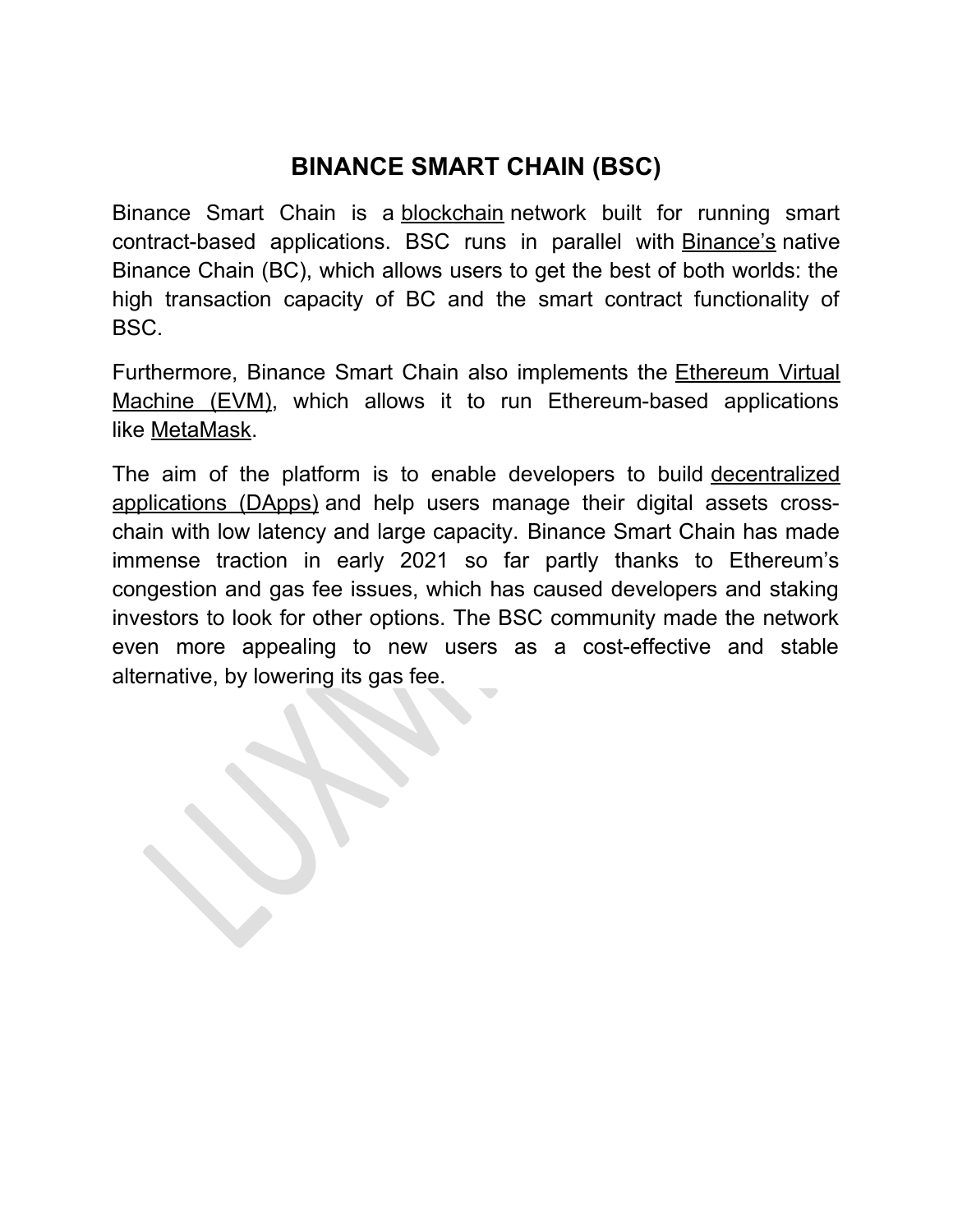# BINANCE SMART CHAIN (BSC)

Binance Smart Chain is a blockchain network built for running smart contract-based applications. BSC runs in parallel with Binance's native Binance Chain (BC), which allows users to get the best of both worlds: the high transaction capacity of BC and the smart contract functionality of BSC.

Furthermore, Binance Smart Chain also implements the Ethereum Virtual Machine (EVM), which allows it to run Ethereum-based applications like MetaMask.

The aim of the platform is to enable developers to build decentralized applications (DApps) and help users manage their digital assets cross-chain with low latency and large capacity. Binance Smart Chain has made immense traction in early 2021 so far partly thanks to Ethereum's congestion and gas fee issues, which has caused developers and staking investors to look for other options. The BSC community made the network even more appealing to new users as a cost-effective and stable alternative, by lowering its gas fee.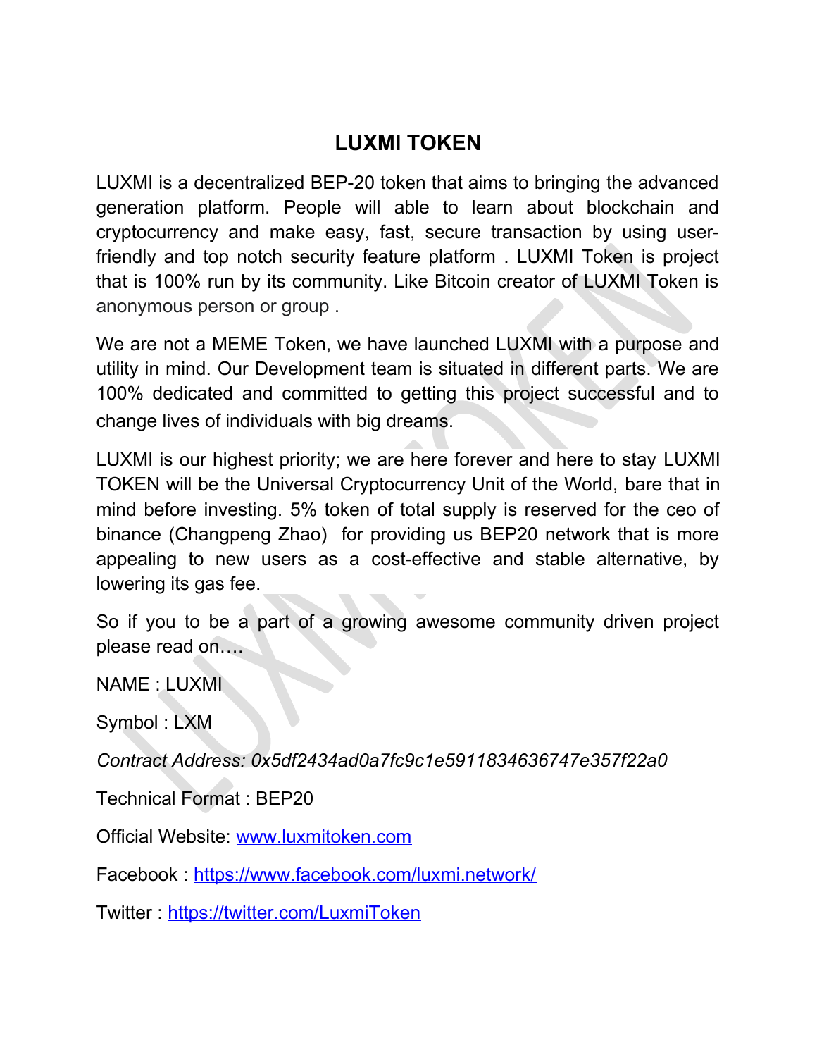# LUXMI TOKEN

LUXMI is a decentralized BEP-20 token that aims to bringing the advanced generation platform. People will able to learn about blockchain and cryptocurrency and make easy, fast, secure transaction by using user-friendly and top notch security feature platform . LUXMI Token is project that is 100% run by its community. Like Bitcoin creator of LUXMI Token is anonymous person or group .

We are not a MEME Token, we have launched LUXMI with a purpose and utility in mind. Our Development team is situated in different parts. We are 100% dedicated and committed to getting this project successful and to change lives of individuals with big dreams.

LUXMI is our highest priority; we are here forever and here to stay LUXMI TOKEN will be the Universal Cryptocurrency Unit of the World, bare that in mind before investing. 5% token of total supply is reserved for the ceo of binance (Changpeng Zhao) for providing us BEP20 network that is more appealing to new users as a cost-effective and stable alternative, by lowering its gas fee.

So if you to be a part of a growing awesome community driven project please read on….

NAME : LUXMI

Symbol : LXM

*Contract Address: 0x5df2434ad0a7fc9c1e5911834636747e357f22a0*

Technical Format : BEP20

Official Website: [www.luxmitoken.com](http://www.luxmitoken.com)

Facebook : [https://www.facebook.com/luxmi.network/](https://www.facebook.com/luxmi.network/)

Twitter : [https://twitter.com/LuxmiToken](https://twitter.com/LuxmiToken)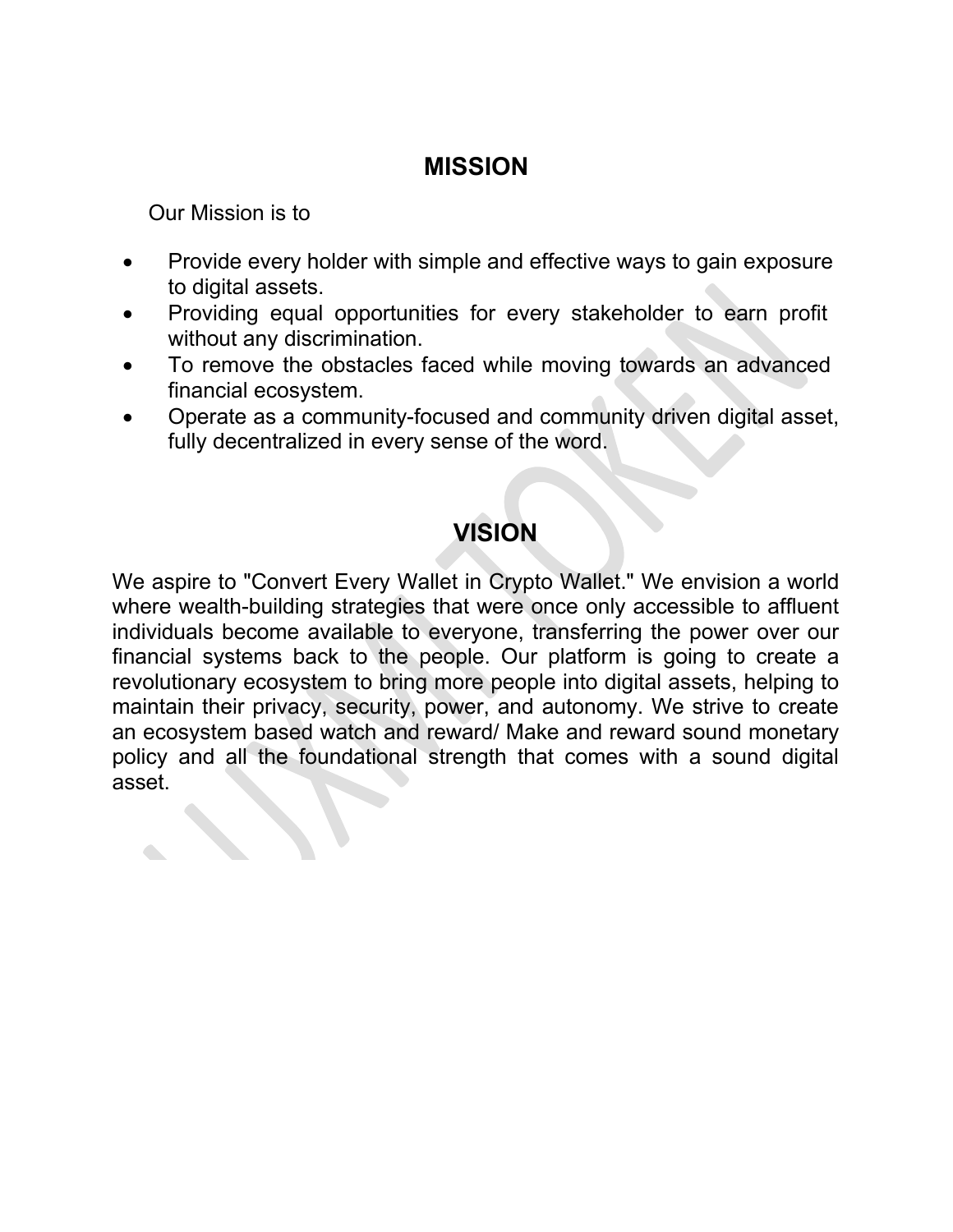## MISSION

Our Mission is to

- Provide every holder with simple and effective ways to gain exposure to digital assets.
- Providing equal opportunities for every stakeholder to earn profit without any discrimination.
- To remove the obstacles faced while moving towards an advanced financial ecosystem.
- Operate as a community-focused and community driven digital asset, fully decentralized in every sense of the word.

## VISION

We aspire to "Convert Every Wallet in Crypto Wallet." We envision a world where wealth-building strategies that were once only accessible to affluent individuals become available to everyone, transferring the power over our financial systems back to the people. Our platform is going to create a revolutionary ecosystem to bring more people into digital assets, helping to maintain their privacy, security, power, and autonomy. We strive to create an ecosystem based watch and reward/ Make and reward sound monetary policy and all the foundational strength that comes with a sound digital asset.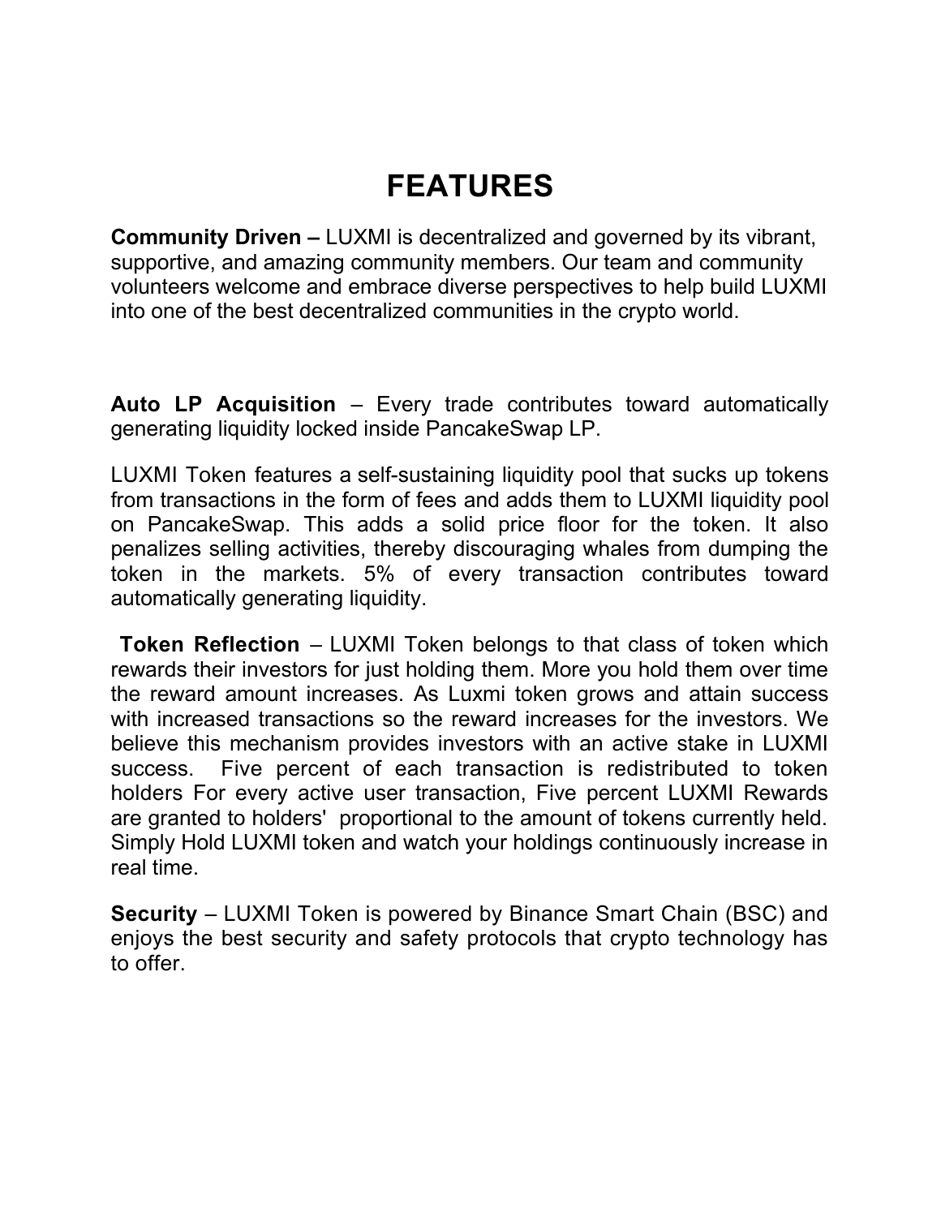# FEATURES

**Community Driven –** LUXMI is decentralized and governed by its vibrant, supportive, and amazing community members. Our team and community volunteers welcome and embrace diverse perspectives to help build LUXMI into one of the best decentralized communities in the crypto world.

**Auto LP Acquisition** – Every trade contributes toward automatically generating liquidity locked inside PancakeSwap LP.

LUXMI Token features a self-sustaining liquidity pool that sucks up tokens from transactions in the form of fees and adds them to LUXMI liquidity pool on PancakeSwap. This adds a solid price floor for the token. It also penalizes selling activities, thereby discouraging whales from dumping the token in the markets. 5% of every transaction contributes toward automatically generating liquidity.

**Token Reflection** – LUXMI Token belongs to that class of token which rewards their investors for just holding them. More you hold them over time the reward amount increases. As Luxmi token grows and attain success with increased transactions so the reward increases for the investors. We believe this mechanism provides investors with an active stake in LUXMI success. Five percent of each transaction is redistributed to token holders For every active user transaction, Five percent LUXMI Rewards are granted to holders' proportional to the amount of tokens currently held. Simply Hold LUXMI token and watch your holdings continuously increase in real time.

**Security** – LUXMI Token is powered by Binance Smart Chain (BSC) and enjoys the best security and safety protocols that crypto technology has to offer.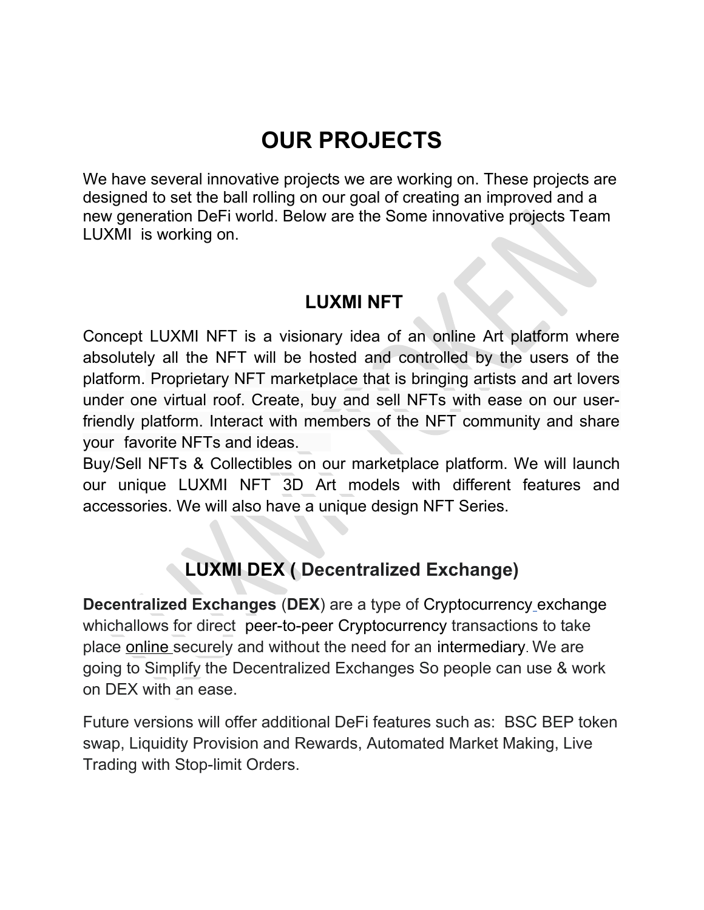# OUR PROJECTS

We have several innovative projects we are working on. These projects are designed to set the ball rolling on our goal of creating an improved and a new generation DeFi world. Below are the Some innovative projects Team LUXMI is working on.

## LUXMI NFT

Concept LUXMI NFT is a visionary idea of an online Art platform where absolutely all the NFT will be hosted and controlled by the users of the platform. Proprietary NFT marketplace that is bringing artists and art lovers under one virtual roof. Create, buy and sell NFTs with ease on our user-friendly platform. Interact with members of the NFT community and share your favorite NFTs and ideas.

Buy/Sell NFTs & Collectibles on our marketplace platform. We will launch our unique LUXMI NFT 3D Art models with different features and accessories. We will also have a unique design NFT Series.

## LUXMI DEX ( Decentralized Exchange)

**Decentralized Exchanges** (**DEX**) are a type of Cryptocurrency exchange whichallows for direct peer-to-peer Cryptocurrency transactions to take place online securely and without the need for an intermediary. We are going to Simplify the Decentralized Exchanges So people can use & work on DEX with an ease.

Future versions will offer additional DeFi features such as: BSC BEP token swap, Liquidity Provision and Rewards, Automated Market Making, Live Trading with Stop-limit Orders.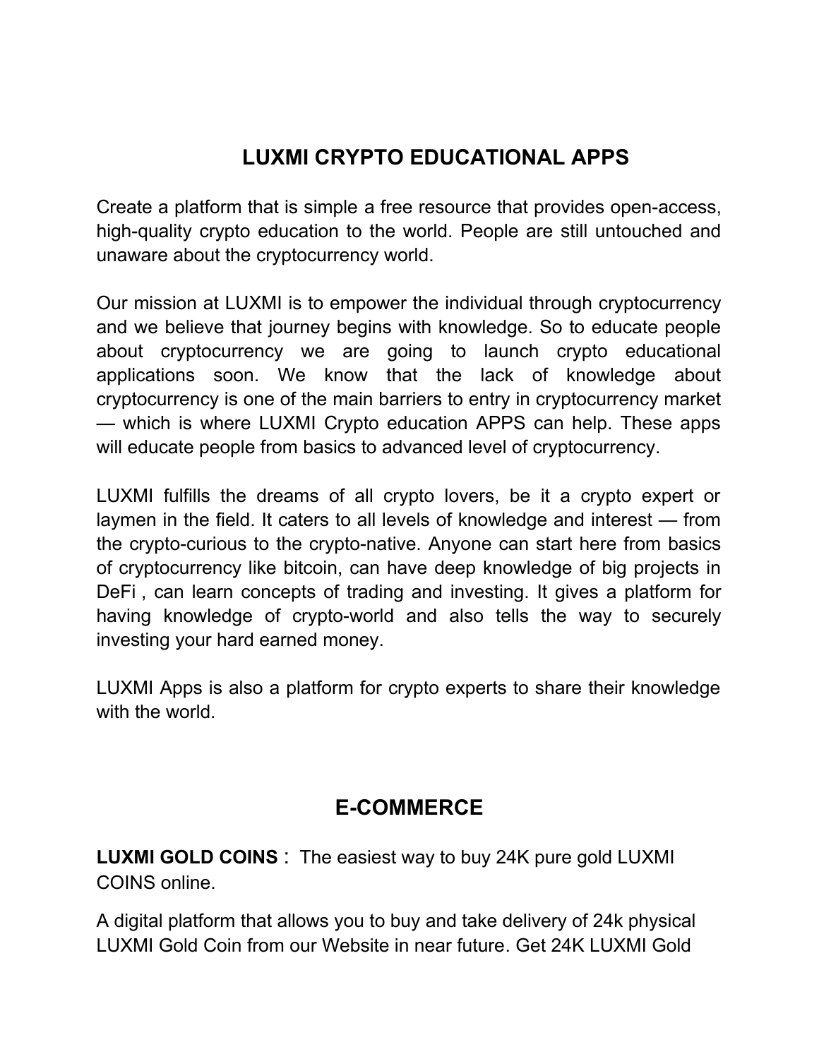# LUXMI CRYPTO EDUCATIONAL APPS

Create a platform that is simple a free resource that provides open-access, high-quality crypto education to the world. People are still untouched and unaware about the cryptocurrency world.

Our mission at LUXMI is to empower the individual through cryptocurrency and we believe that journey begins with knowledge. So to educate people about cryptocurrency we are going to launch crypto educational applications soon. We know that the lack of knowledge about cryptocurrency is one of the main barriers to entry in cryptocurrency market — which is where LUXMI Crypto education APPS can help. These apps will educate people from basics to advanced level of cryptocurrency.

LUXMI fulfills the dreams of all crypto lovers, be it a crypto expert or laymen in the field. It caters to all levels of knowledge and interest — from the crypto-curious to the crypto-native. Anyone can start here from basics of cryptocurrency like bitcoin, can have deep knowledge of big projects in DeFi , can learn concepts of trading and investing. It gives a platform for having knowledge of crypto-world and also tells the way to securely investing your hard earned money.

LUXMI Apps is also a platform for crypto experts to share their knowledge with the world.

# E-COMMERCE

**LUXMI GOLD COINS** : The easiest way to buy 24K pure gold LUXMI COINS online.

A digital platform that allows you to buy and take delivery of 24k physical LUXMI Gold Coin from our Website in near future. Get 24K LUXMI Gold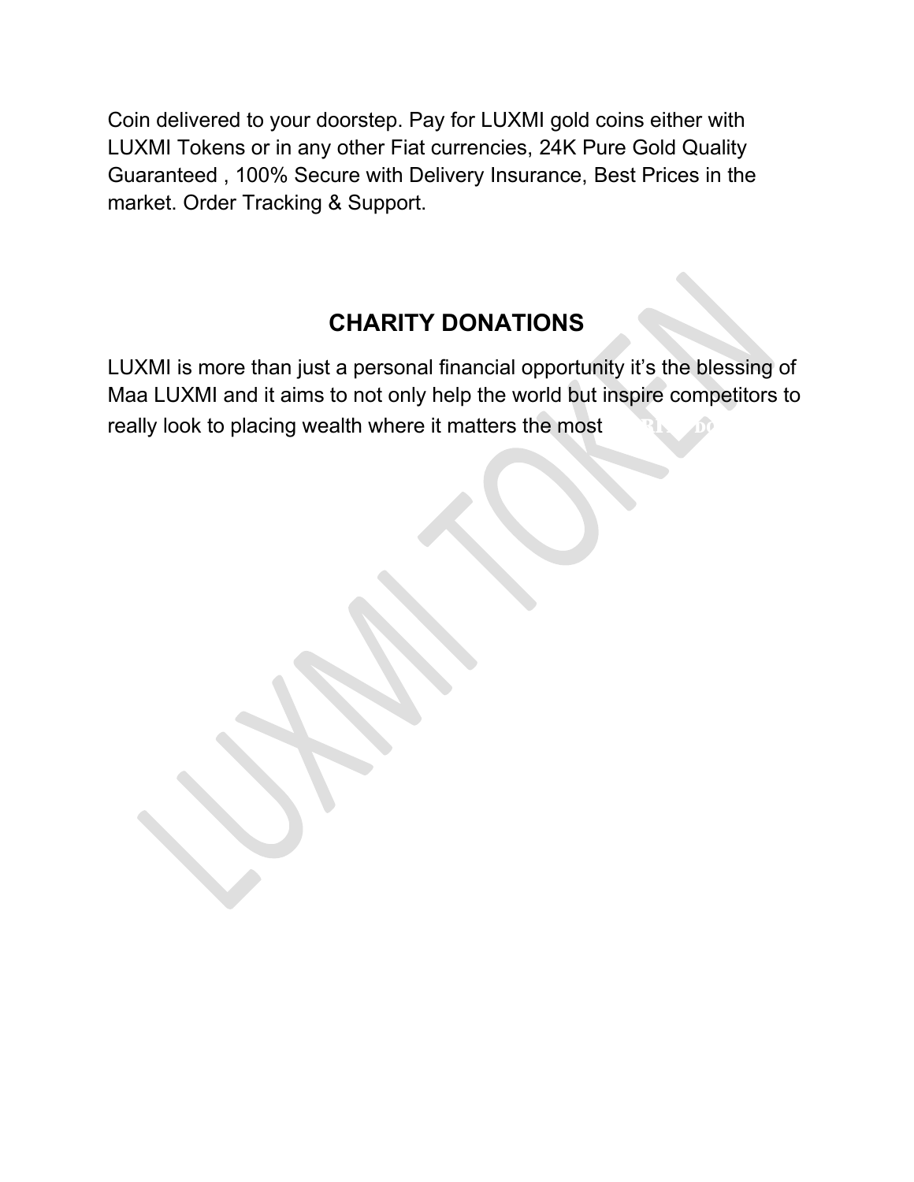Coin delivered to your doorstep. Pay for LUXMI gold coins either with LUXMI Tokens or in any other Fiat currencies, 24K Pure Gold Quality Guaranteed , 100% Secure with Delivery Insurance, Best Prices in the market. Order Tracking & Support.

## CHARITY DONATIONS

LUXMI is more than just a personal financial opportunity it’s the blessing of Maa LUXMI and it aims to not only help the world but inspire competitors to really look to placing wealth where it matters the most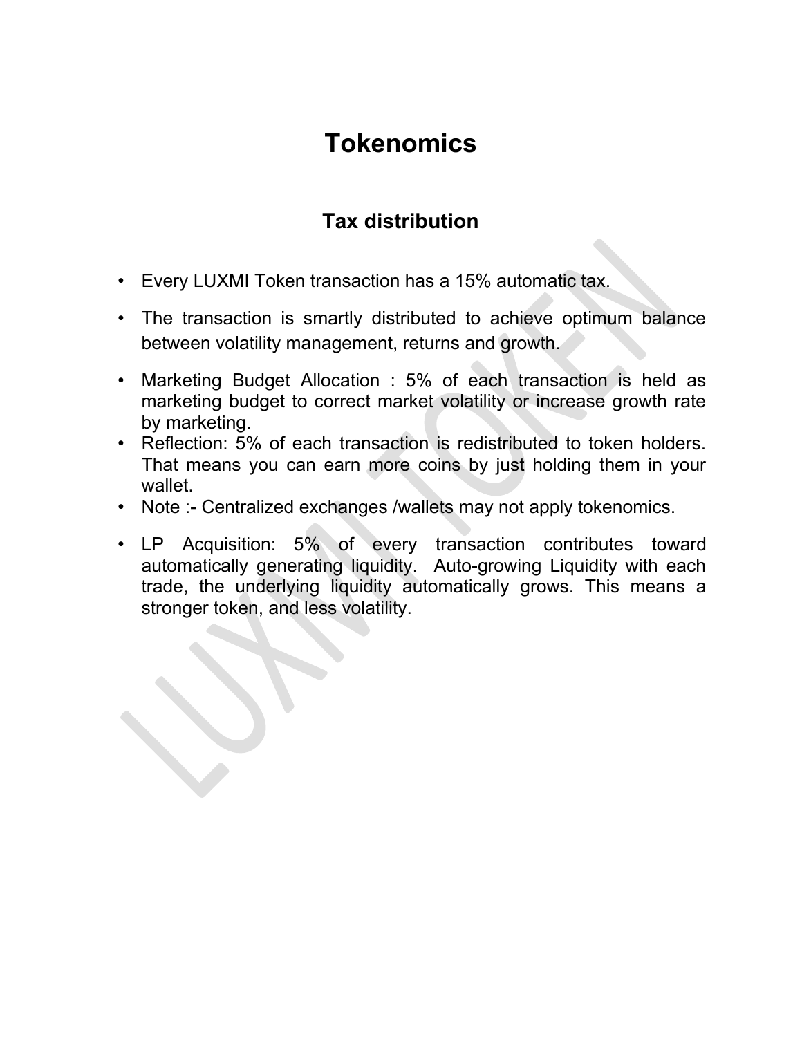# Tokenomics

## Tax distribution

- Every LUXMI Token transaction has a 15% automatic tax.
- The transaction is smartly distributed to achieve optimum balance between volatility management, returns and growth.
- Marketing Budget Allocation : 5% of each transaction is held as marketing budget to correct market volatility or increase growth rate by marketing.
- Reflection: 5% of each transaction is redistributed to token holders. That means you can earn more coins by just holding them in your wallet.
- Note :- Centralized exchanges /wallets may not apply tokenomics.
- LP Acquisition: 5% of every transaction contributes toward automatically generating liquidity. Auto-growing Liquidity with each trade, the underlying liquidity automatically grows. This means a stronger token, and less volatility.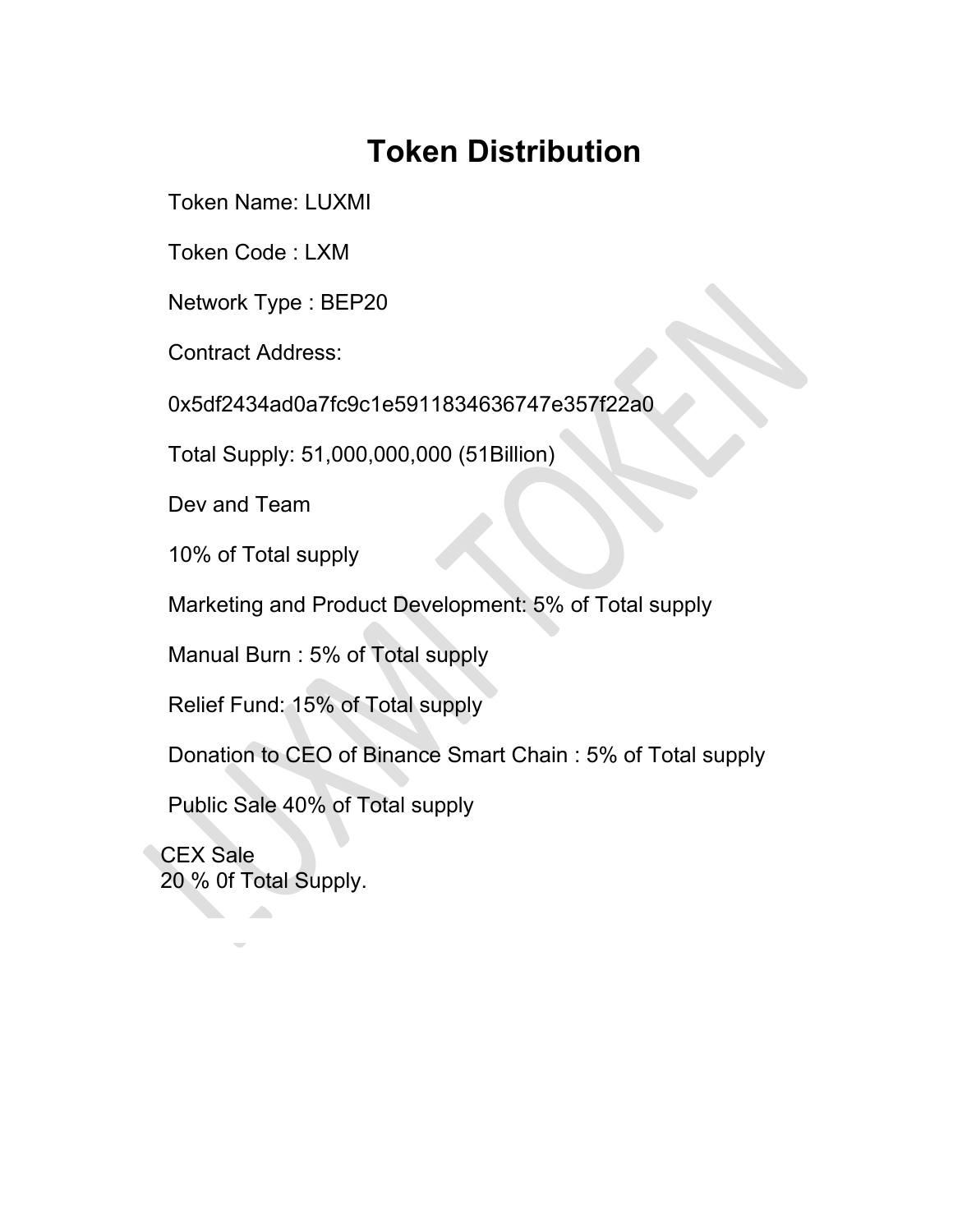# Token Distribution

Token Name: LUXMI

Token Code : LXM

Network Type : BEP20

Contract Address:

0x5df2434ad0a7fc9c1e5911834636747e357f22a0

Total Supply: 51,000,000,000 (51Billion)

Dev and Team

10% of Total supply

Marketing and Product Development: 5% of Total supply

Manual Burn : 5% of Total supply

Relief Fund: 15% of Total supply

Donation to CEO of Binance Smart Chain : 5% of Total supply

Public Sale 40% of Total supply

CEX Sale
20 % 0f Total Supply.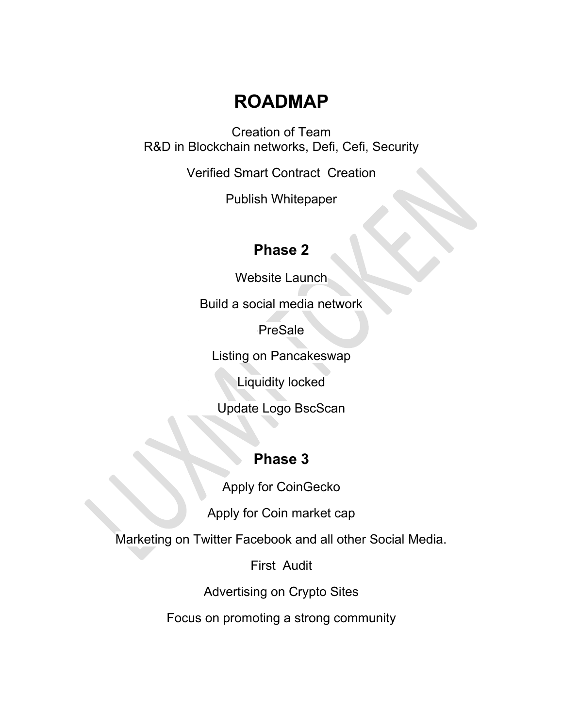# ROADMAP

Creation of Team
R&D in Blockchain networks, Defi, Cefi, Security

Verified Smart Contract Creation

Publish Whitepaper

## Phase 2

Website Launch

Build a social media network

PreSale

Listing on Pancakeswap

Liquidity locked

Update Logo BscScan

## Phase 3

Apply for CoinGecko

Apply for Coin market cap

Marketing on Twitter Facebook and all other Social Media.

First Audit

Advertising on Crypto Sites

Focus on promoting a strong community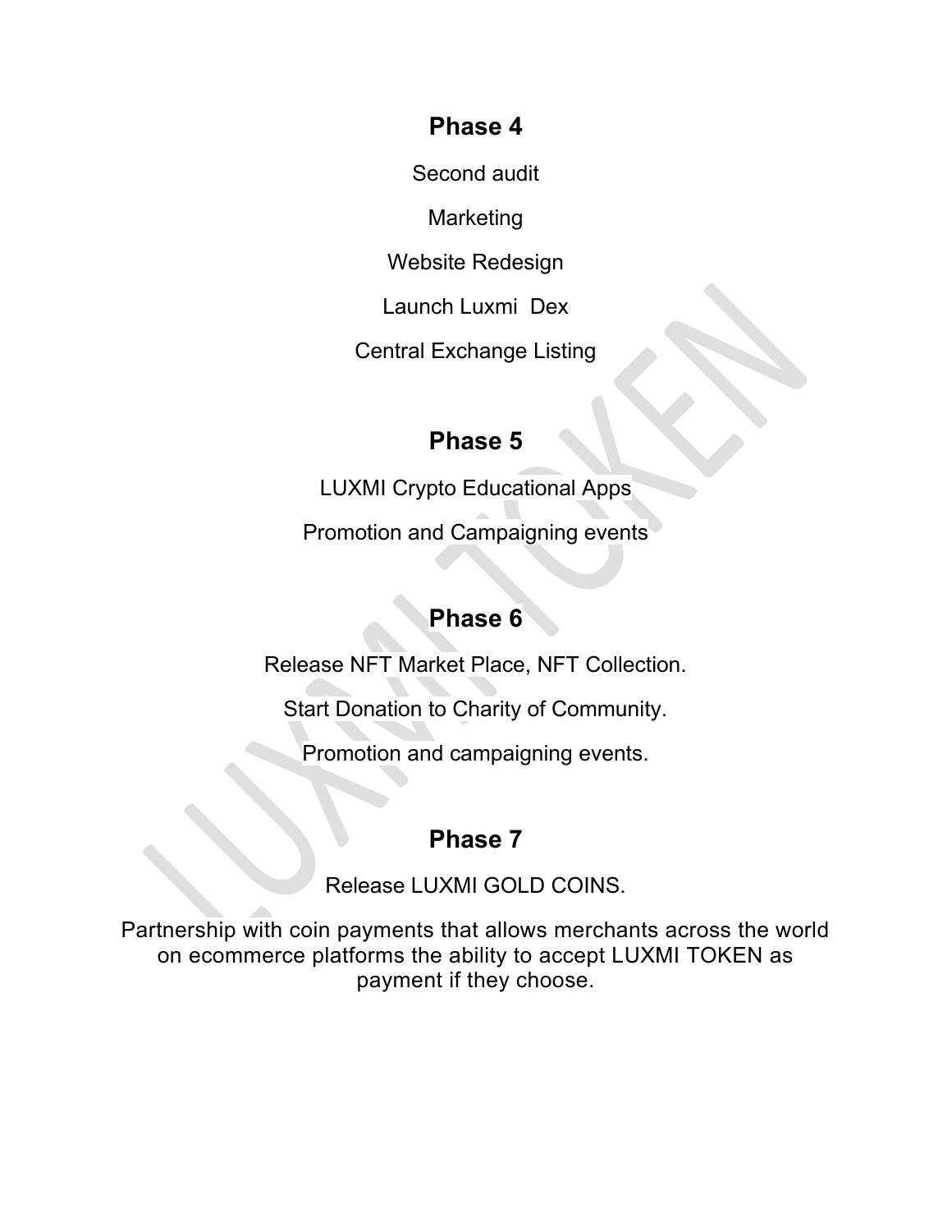## Phase 4

Second audit

Marketing

Website Redesign

Launch Luxmi  Dex

Central Exchange Listing

## Phase 5

LUXMI Crypto Educational Apps

Promotion and Campaigning events

## Phase 6

Release NFT Market Place, NFT Collection.

Start Donation to Charity of Community.

Promotion and campaigning events.

## Phase 7

Release LUXMI GOLD COINS.

Partnership with coin payments that allows merchants across the world on ecommerce platforms the ability to accept LUXMI TOKEN as payment if they choose.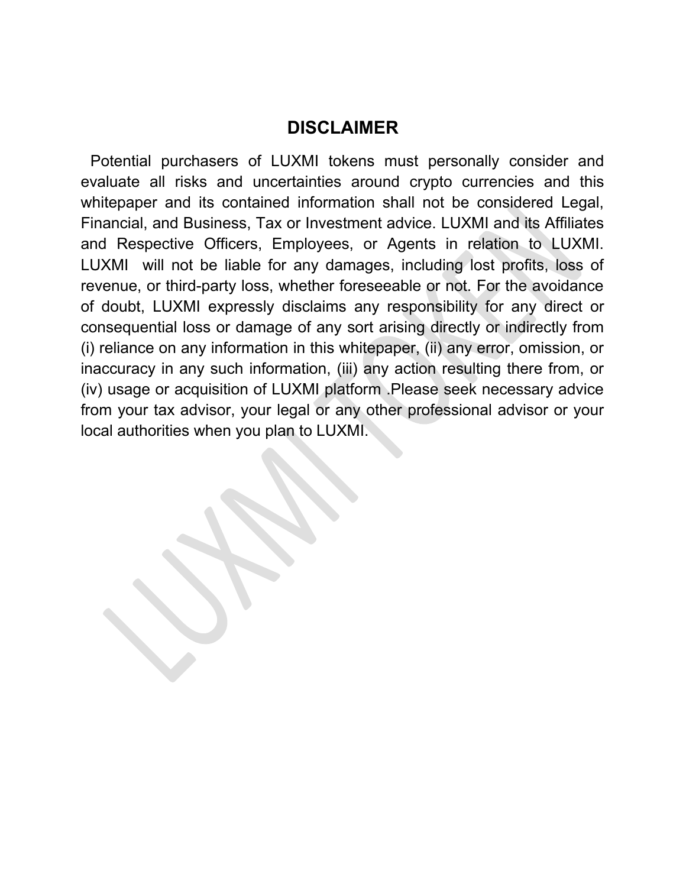# DISCLAIMER

Potential purchasers of LUXMI tokens must personally consider and evaluate all risks and uncertainties around crypto currencies and this whitepaper and its contained information shall not be considered Legal, Financial, and Business, Tax or Investment advice. LUXMI and its Affiliates and Respective Officers, Employees, or Agents in relation to LUXMI. LUXMI will not be liable for any damages, including lost profits, loss of revenue, or third-party loss, whether foreseeable or not. For the avoidance of doubt, LUXMI expressly disclaims any responsibility for any direct or consequential loss or damage of any sort arising directly or indirectly from (i) reliance on any information in this whitepaper, (ii) any error, omission, or inaccuracy in any such information, (iii) any action resulting there from, or (iv) usage or acquisition of LUXMI platform .Please seek necessary advice from your tax advisor, your legal or any other professional advisor or your local authorities when you plan to LUXMI.